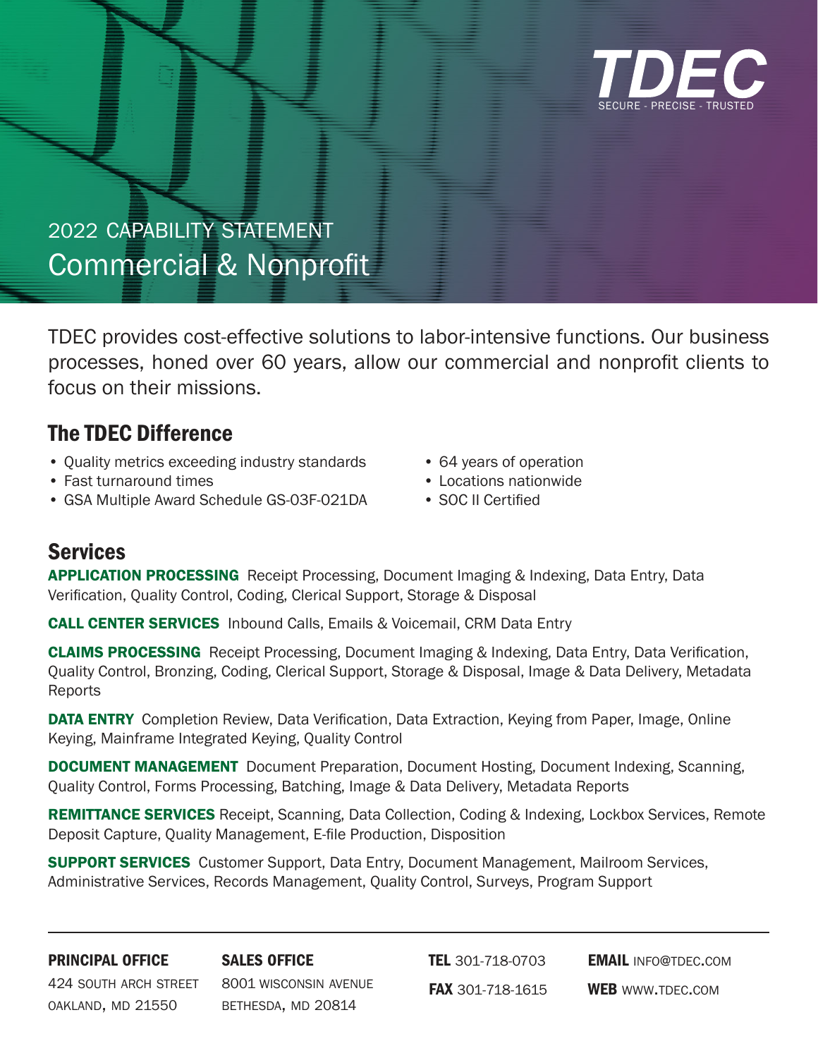**TDEC**
SECURE - PRECISE - TRUSTED

2022 CAPABILITY STATEMENT

# Commercial & Nonprofit

TDEC provides cost-effective solutions to labor-intensive functions. Our business processes, honed over 60 years, allow our commercial and nonprofit clients to focus on their missions.

## The TDEC Difference

- Quality metrics exceeding industry standards
- Fast turnaround times
- GSA Multiple Award Schedule GS-03F-021DA
- 64 years of operation
- Locations nationwide
- SOC II Certified

## Services

**APPLICATION PROCESSING** Receipt Processing, Document Imaging & Indexing, Data Entry, Data Verification, Quality Control, Coding, Clerical Support, Storage & Disposal

**CALL CENTER SERVICES** Inbound Calls, Emails & Voicemail, CRM Data Entry

**CLAIMS PROCESSING** Receipt Processing, Document Imaging & Indexing, Data Entry, Data Verification, Quality Control, Bronzing, Coding, Clerical Support, Storage & Disposal, Image & Data Delivery, Metadata Reports

**DATA ENTRY** Completion Review, Data Verification, Data Extraction, Keying from Paper, Image, Online Keying, Mainframe Integrated Keying, Quality Control

**DOCUMENT MANAGEMENT** Document Preparation, Document Hosting, Document Indexing, Scanning, Quality Control, Forms Processing, Batching, Image & Data Delivery, Metadata Reports

**REMITTANCE SERVICES** Receipt, Scanning, Data Collection, Coding & Indexing, Lockbox Services, Remote Deposit Capture, Quality Management, E-file Production, Disposition

**SUPPORT SERVICES** Customer Support, Data Entry, Document Management, Mailroom Services, Administrative Services, Records Management, Quality Control, Surveys, Program Support

---

**PRINCIPAL OFFICE**
424 South Arch Street
Oakland, MD 21550

**SALES OFFICE**
8001 Wisconsin Avenue
Bethesda, MD 20814

**TEL** 301-718-0703
**FAX** 301-718-1615

**EMAIL** info@tdec.com
**WEB** www.tdec.com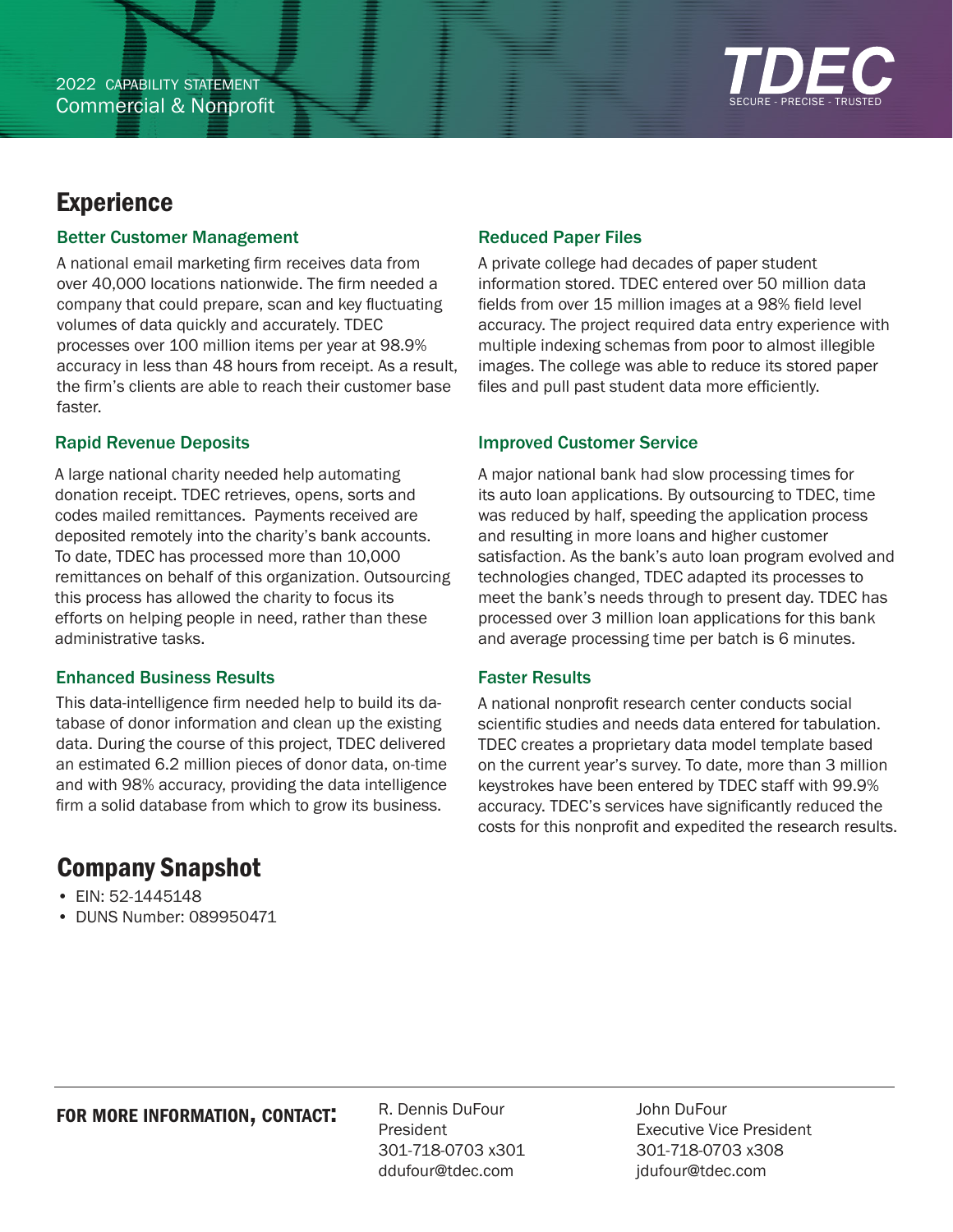2022 CAPABILITY STATEMENT
Commercial & Nonprofit

**TDEC**
SECURE - PRECISE - TRUSTED

# Experience

### Better Customer Management

A national email marketing firm receives data from over 40,000 locations nationwide. The firm needed a company that could prepare, scan and key fluctuating volumes of data quickly and accurately. TDEC processes over 100 million items per year at 98.9% accuracy in less than 48 hours from receipt. As a result, the firm's clients are able to reach their customer base faster.

### Rapid Revenue Deposits

A large national charity needed help automating donation receipt. TDEC retrieves, opens, sorts and codes mailed remittances. Payments received are deposited remotely into the charity's bank accounts. To date, TDEC has processed more than 10,000 remittances on behalf of this organization. Outsourcing this process has allowed the charity to focus its efforts on helping people in need, rather than these administrative tasks.

### Enhanced Business Results

This data-intelligence firm needed help to build its database of donor information and clean up the existing data. During the course of this project, TDEC delivered an estimated 6.2 million pieces of donor data, on-time and with 98% accuracy, providing the data intelligence firm a solid database from which to grow its business.

### Reduced Paper Files

A private college had decades of paper student information stored. TDEC entered over 50 million data fields from over 15 million images at a 98% field level accuracy. The project required data entry experience with multiple indexing schemas from poor to almost illegible images. The college was able to reduce its stored paper files and pull past student data more efficiently.

### Improved Customer Service

A major national bank had slow processing times for its auto loan applications. By outsourcing to TDEC, time was reduced by half, speeding the application process and resulting in more loans and higher customer satisfaction. As the bank's auto loan program evolved and technologies changed, TDEC adapted its processes to meet the bank's needs through to present day. TDEC has processed over 3 million loan applications for this bank and average processing time per batch is 6 minutes.

### Faster Results

A national nonprofit research center conducts social scientific studies and needs data entered for tabulation. TDEC creates a proprietary data model template based on the current year's survey. To date, more than 3 million keystrokes have been entered by TDEC staff with 99.9% accuracy. TDEC's services have significantly reduced the costs for this nonprofit and expedited the research results.

# Company Snapshot

- EIN: 52-1445148
- DUNS Number: 089950471

**FOR MORE INFORMATION, CONTACT:**

R. Dennis DuFour
President
301-718-0703 x301
ddufour@tdec.com

John DuFour
Executive Vice President
301-718-0703 x308
jdufour@tdec.com